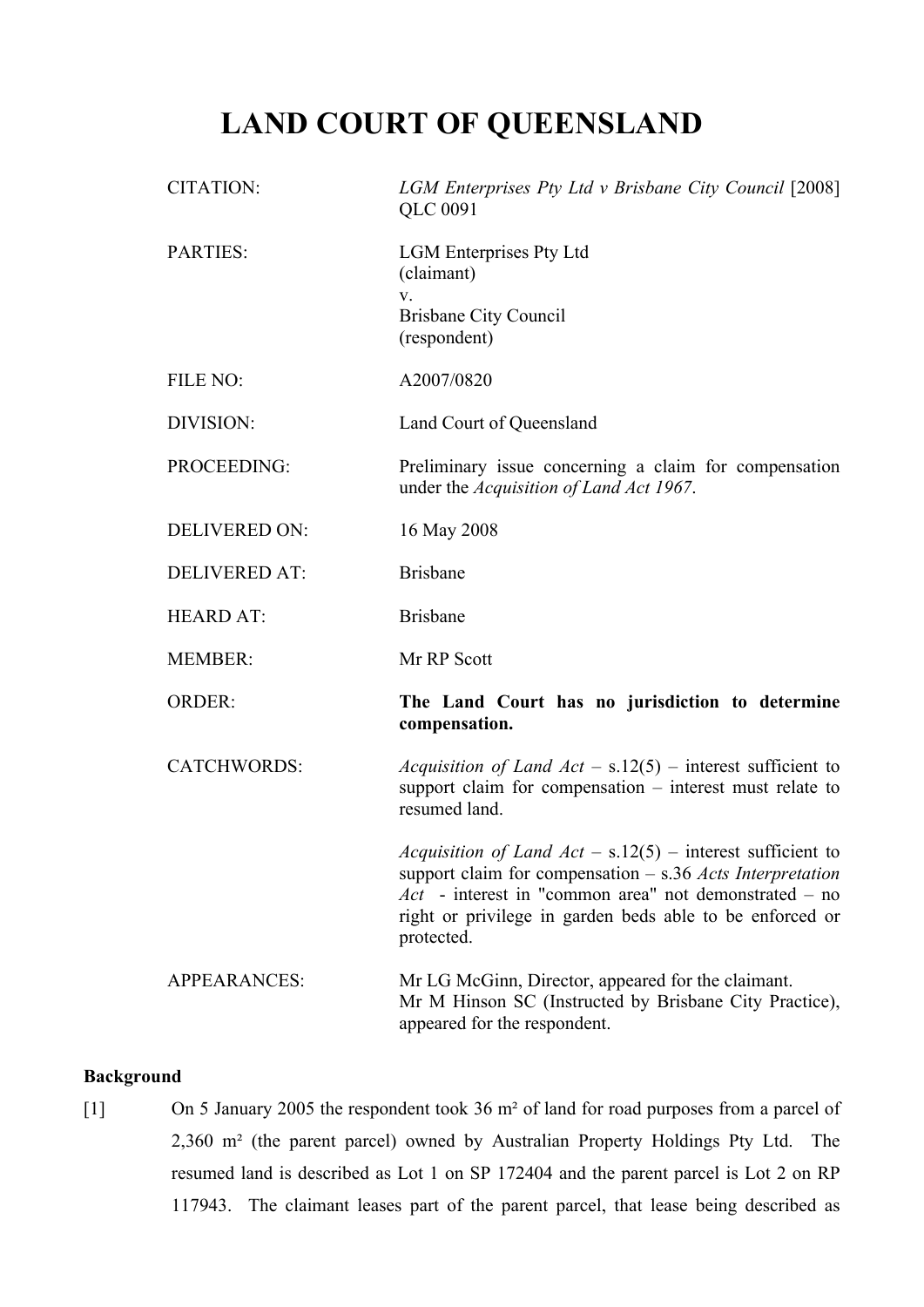# LAND COURT OF QUEENSLAND

| | |
|---|---|
| CITATION: | *LGM Enterprises Pty Ltd v Brisbane City Council* [2008] QLC 0091 |
| PARTIES: | LGM Enterprises Pty Ltd<br>(claimant)<br>v.<br>Brisbane City Council<br>(respondent) |
| FILE NO: | A2007/0820 |
| DIVISION: | Land Court of Queensland |
| PROCEEDING: | Preliminary issue concerning a claim for compensation under the *Acquisition of Land Act 1967*. |
| DELIVERED ON: | 16 May 2008 |
| DELIVERED AT: | Brisbane |
| HEARD AT: | Brisbane |
| MEMBER: | Mr RP Scott |
| ORDER: | **The Land Court has no jurisdiction to determine compensation.** |
| CATCHWORDS: | *Acquisition of Land Act* – s.12(5) – interest sufficient to support claim for compensation – interest must relate to resumed land.<br><br>*Acquisition of Land Act* – s.12(5) – interest sufficient to support claim for compensation – s.36 *Acts Interpretation Act* - interest in "common area" not demonstrated – no right or privilege in garden beds able to be enforced or protected. |
| APPEARANCES: | Mr LG McGinn, Director, appeared for the claimant.<br>Mr M Hinson SC (Instructed by Brisbane City Practice), appeared for the respondent. |

**Background**

[1] On 5 January 2005 the respondent took 36 m² of land for road purposes from a parcel of 2,360 m² (the parent parcel) owned by Australian Property Holdings Pty Ltd. The resumed land is described as Lot 1 on SP 172404 and the parent parcel is Lot 2 on RP 117943. The claimant leases part of the parent parcel, that lease being described as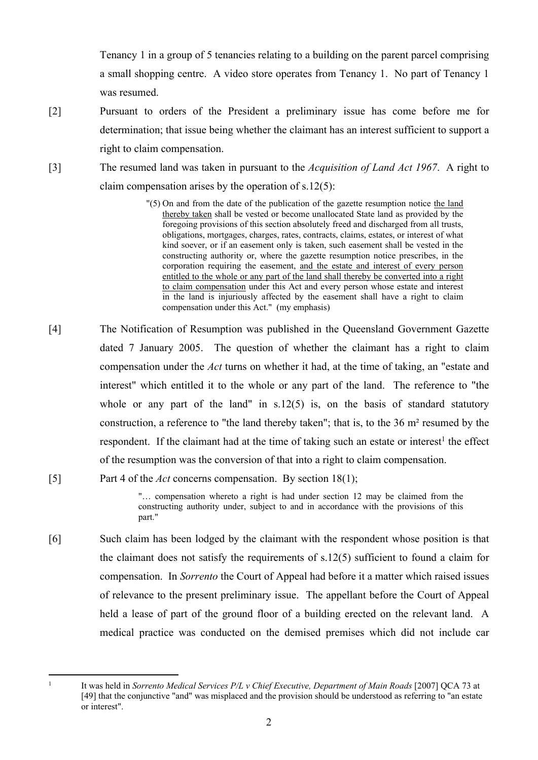Tenancy 1 in a group of 5 tenancies relating to a building on the parent parcel comprising a small shopping centre. A video store operates from Tenancy 1. No part of Tenancy 1 was resumed.

[2] Pursuant to orders of the President a preliminary issue has come before me for determination; that issue being whether the claimant has an interest sufficient to support a right to claim compensation.

[3] The resumed land was taken in pursuant to the *Acquisition of Land Act 1967*. A right to claim compensation arises by the operation of s.12(5):

> "(5) On and from the date of the publication of the gazette resumption notice <u>the land thereby taken</u> shall be vested or become unallocated State land as provided by the foregoing provisions of this section absolutely freed and discharged from all trusts, obligations, mortgages, charges, rates, contracts, claims, estates, or interest of what kind soever, or if an easement only is taken, such easement shall be vested in the constructing authority or, where the gazette resumption notice prescribes, in the corporation requiring the easement, <u>and the estate and interest of every person entitled to the whole or any part of the land shall thereby be converted into a right to claim compensation</u> under this Act and every person whose estate and interest in the land is injuriously affected by the easement shall have a right to claim compensation under this Act." (my emphasis)

[4] The Notification of Resumption was published in the Queensland Government Gazette dated 7 January 2005. The question of whether the claimant has a right to claim compensation under the *Act* turns on whether it had, at the time of taking, an "estate and interest" which entitled it to the whole or any part of the land. The reference to "the whole or any part of the land" in s.12(5) is, on the basis of standard statutory construction, a reference to "the land thereby taken"; that is, to the 36 m² resumed by the respondent. If the claimant had at the time of taking such an estate or interest[1] the effect of the resumption was the conversion of that into a right to claim compensation.

[5] Part 4 of the *Act* concerns compensation. By section 18(1);

> "… compensation whereto a right is had under section 12 may be claimed from the constructing authority under, subject to and in accordance with the provisions of this part."

[6] Such claim has been lodged by the claimant with the respondent whose position is that the claimant does not satisfy the requirements of s.12(5) sufficient to found a claim for compensation. In *Sorrento* the Court of Appeal had before it a matter which raised issues of relevance to the present preliminary issue. The appellant before the Court of Appeal held a lease of part of the ground floor of a building erected on the relevant land. A medical practice was conducted on the demised premises which did not include car

---

[1] It was held in *Sorrento Medical Services P/L v Chief Executive, Department of Main Roads* [2007] QCA 73 at [49] that the conjunctive "and" was misplaced and the provision should be understood as referring to "an estate or interest".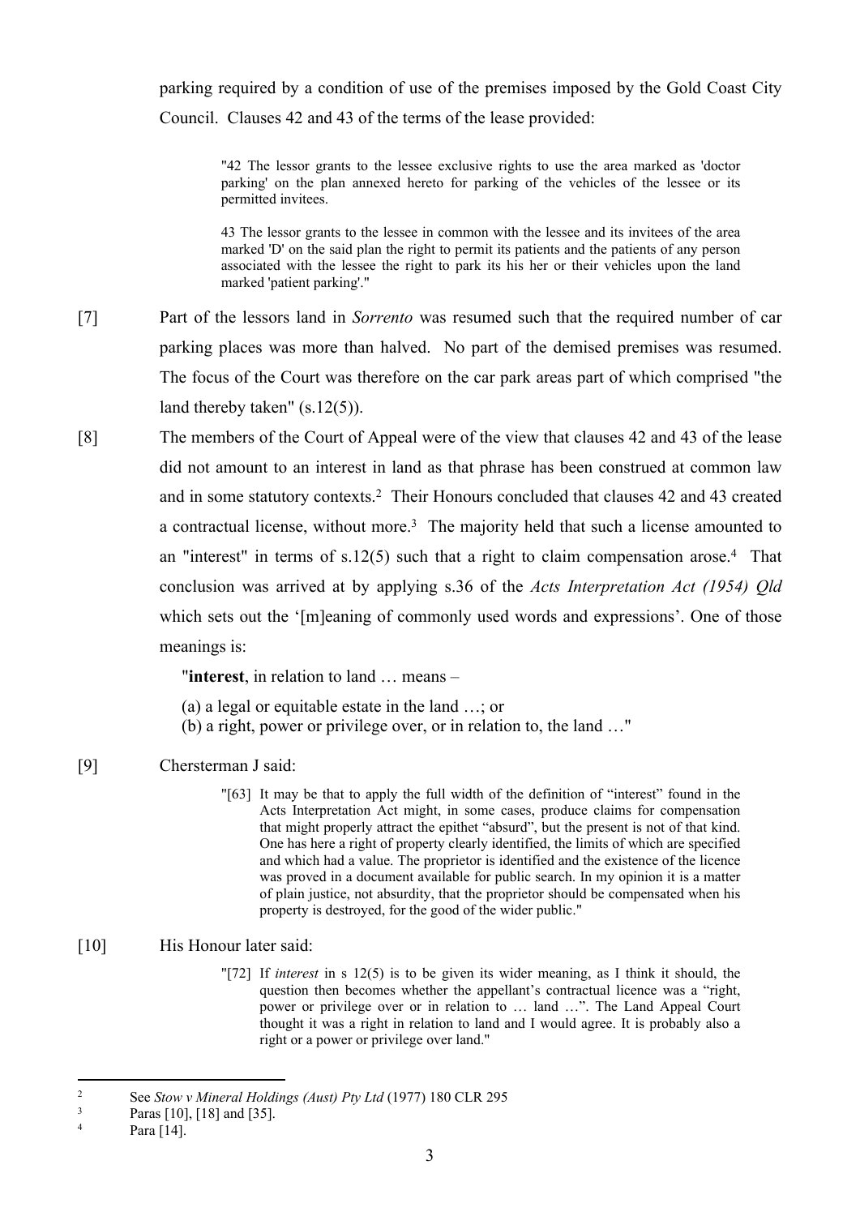parking required by a condition of use of the premises imposed by the Gold Coast City Council. Clauses 42 and 43 of the terms of the lease provided:

> "42 The lessor grants to the lessee exclusive rights to use the area marked as 'doctor parking' on the plan annexed hereto for parking of the vehicles of the lessee or its permitted invitees.
>
> 43 The lessor grants to the lessee in common with the lessee and its invitees of the area marked 'D' on the said plan the right to permit its patients and the patients of any person associated with the lessee the right to park its his her or their vehicles upon the land marked 'patient parking'."

[7] Part of the lessors land in *Sorrento* was resumed such that the required number of car parking places was more than halved. No part of the demised premises was resumed. The focus of the Court was therefore on the car park areas part of which comprised "the land thereby taken" (s.12(5)).

[8] The members of the Court of Appeal were of the view that clauses 42 and 43 of the lease did not amount to an interest in land as that phrase has been construed at common law and in some statutory contexts.[2] Their Honours concluded that clauses 42 and 43 created a contractual license, without more.[3] The majority held that such a license amounted to an "interest" in terms of s.12(5) such that a right to claim compensation arose.[4] That conclusion was arrived at by applying s.36 of the *Acts Interpretation Act (1954) Qld* which sets out the '[m]eaning of commonly used words and expressions'. One of those meanings is:

> "**interest**, in relation to land … means –
>
> (a) a legal or equitable estate in the land …; or
> (b) a right, power or privilege over, or in relation to, the land …"

[9] Chersterman J said:

> "[63] It may be that to apply the full width of the definition of "interest" found in the Acts Interpretation Act might, in some cases, produce claims for compensation that might properly attract the epithet "absurd", but the present is not of that kind. One has here a right of property clearly identified, the limits of which are specified and which had a value. The proprietor is identified and the existence of the licence was proved in a document available for public search. In my opinion it is a matter of plain justice, not absurdity, that the proprietor should be compensated when his property is destroyed, for the good of the wider public."

[10] His Honour later said:

> "[72] If *interest* in s 12(5) is to be given its wider meaning, as I think it should, the question then becomes whether the appellant's contractual licence was a "right, power or privilege over or in relation to … land …". The Land Appeal Court thought it was a right in relation to land and I would agree. It is probably also a right or a power or privilege over land."

---

[2] See *Stow v Mineral Holdings (Aust) Pty Ltd* (1977) 180 CLR 295

[3] Paras [10], [18] and [35].

[4] Para [14].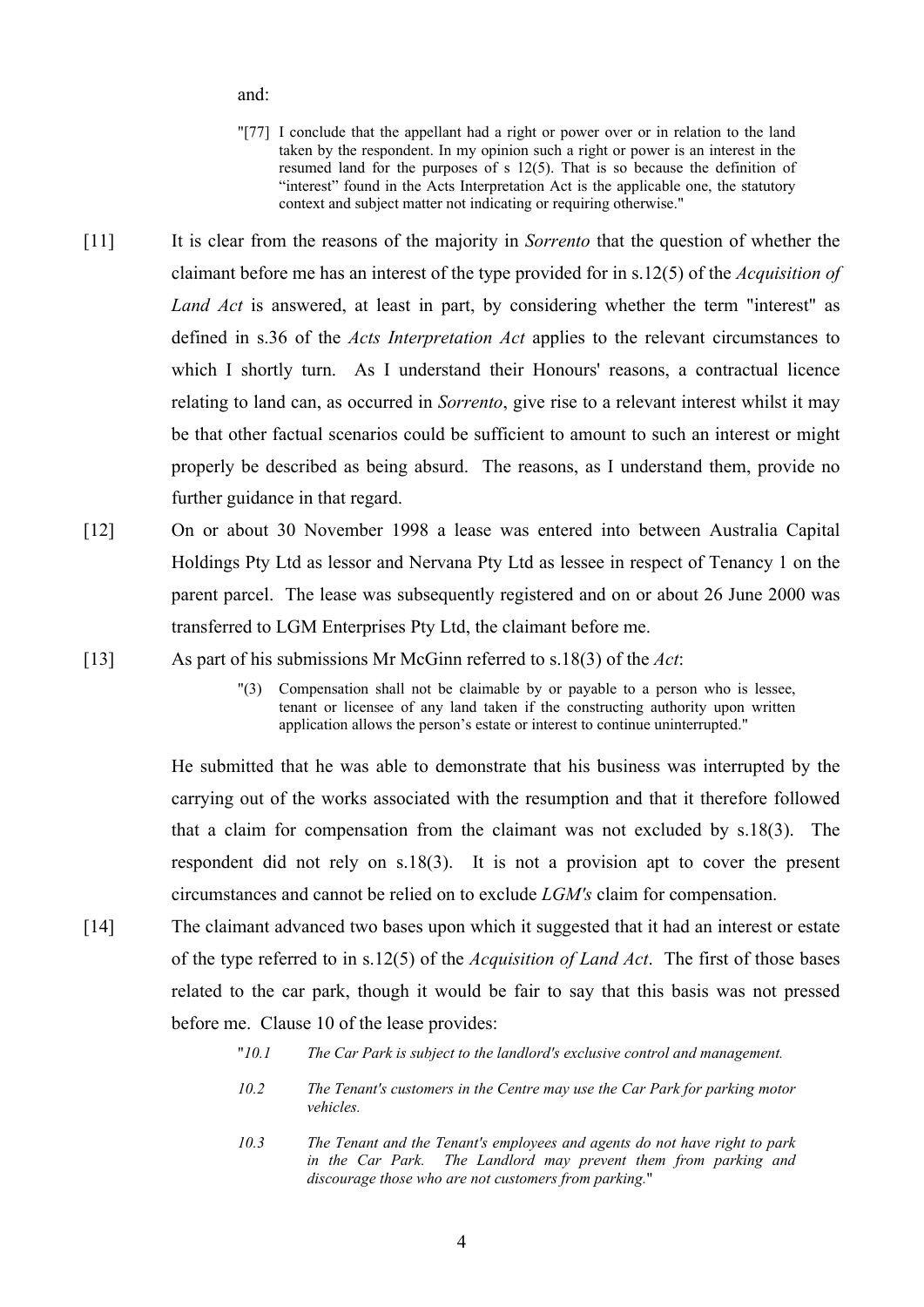and:

> "[77] I conclude that the appellant had a right or power over or in relation to the land taken by the respondent. In my opinion such a right or power is an interest in the resumed land for the purposes of s 12(5). That is so because the definition of "interest" found in the Acts Interpretation Act is the applicable one, the statutory context and subject matter not indicating or requiring otherwise."

[11] It is clear from the reasons of the majority in *Sorrento* that the question of whether the claimant before me has an interest of the type provided for in s.12(5) of the *Acquisition of Land Act* is answered, at least in part, by considering whether the term "interest" as defined in s.36 of the *Acts Interpretation Act* applies to the relevant circumstances to which I shortly turn. As I understand their Honours' reasons, a contractual licence relating to land can, as occurred in *Sorrento*, give rise to a relevant interest whilst it may be that other factual scenarios could be sufficient to amount to such an interest or might properly be described as being absurd. The reasons, as I understand them, provide no further guidance in that regard.

[12] On or about 30 November 1998 a lease was entered into between Australia Capital Holdings Pty Ltd as lessor and Nervana Pty Ltd as lessee in respect of Tenancy 1 on the parent parcel. The lease was subsequently registered and on or about 26 June 2000 was transferred to LGM Enterprises Pty Ltd, the claimant before me.

[13] As part of his submissions Mr McGinn referred to s.18(3) of the *Act*:

> "(3) Compensation shall not be claimable by or payable to a person who is lessee, tenant or licensee of any land taken if the constructing authority upon written application allows the person's estate or interest to continue uninterrupted."

He submitted that he was able to demonstrate that his business was interrupted by the carrying out of the works associated with the resumption and that it therefore followed that a claim for compensation from the claimant was not excluded by s.18(3). The respondent did not rely on s.18(3). It is not a provision apt to cover the present circumstances and cannot be relied on to exclude *LGM's* claim for compensation.

[14] The claimant advanced two bases upon which it suggested that it had an interest or estate of the type referred to in s.12(5) of the *Acquisition of Land Act*. The first of those bases related to the car park, though it would be fair to say that this basis was not pressed before me. Clause 10 of the lease provides:

> "*10.1 The Car Park is subject to the landlord's exclusive control and management.*
>
> *10.2 The Tenant's customers in the Centre may use the Car Park for parking motor vehicles.*
>
> *10.3 The Tenant and the Tenant's employees and agents do not have right to park in the Car Park. The Landlord may prevent them from parking and discourage those who are not customers from parking.*"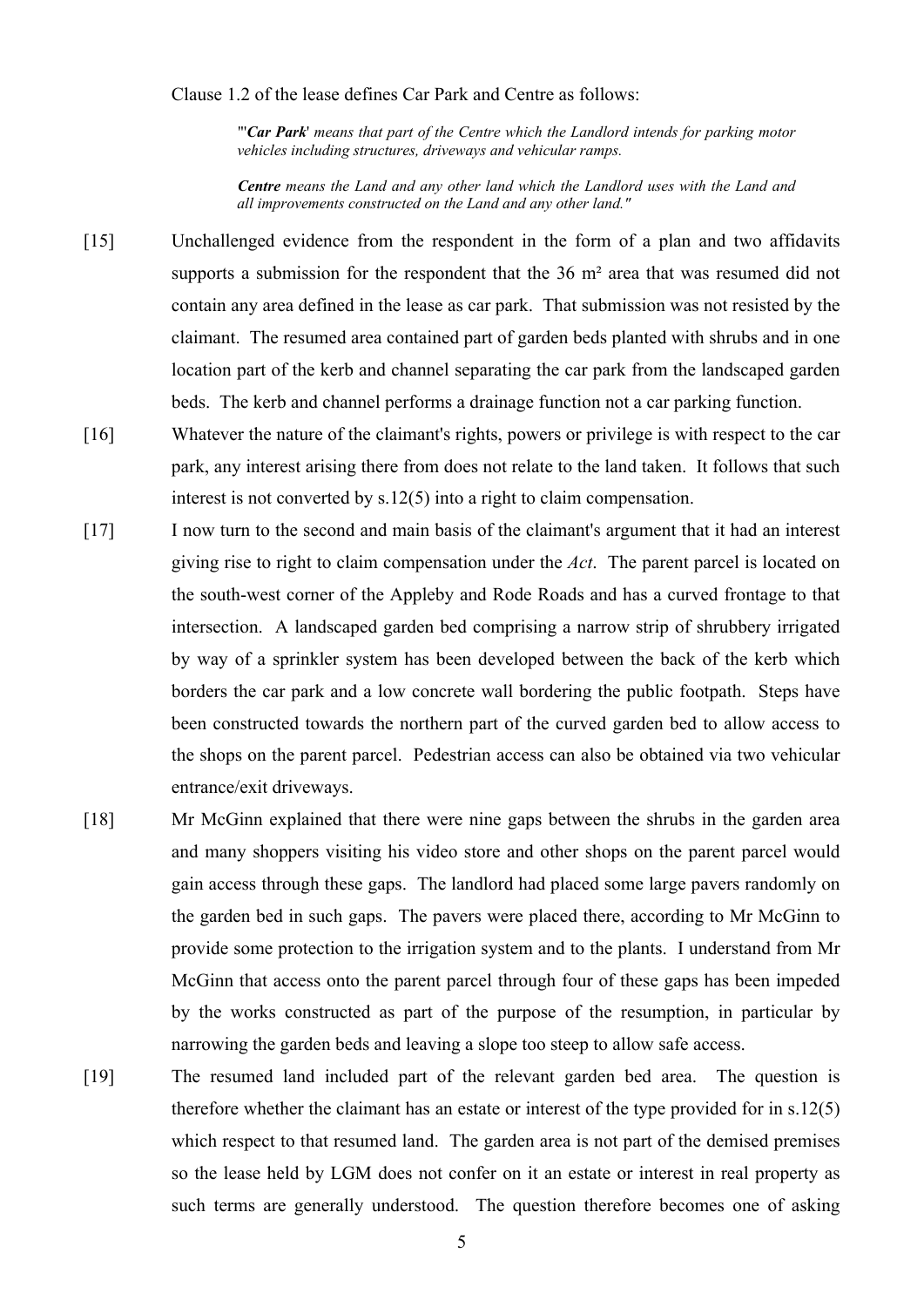Clause 1.2 of the lease defines Car Park and Centre as follows:

> "'***Car Park***' *means that part of the Centre which the Landlord intends for parking motor vehicles including structures, driveways and vehicular ramps.*
>
> ***Centre*** *means the Land and any other land which the Landlord uses with the Land and all improvements constructed on the Land and any other land."*

[15] Unchallenged evidence from the respondent in the form of a plan and two affidavits supports a submission for the respondent that the 36 m² area that was resumed did not contain any area defined in the lease as car park. That submission was not resisted by the claimant. The resumed area contained part of garden beds planted with shrubs and in one location part of the kerb and channel separating the car park from the landscaped garden beds. The kerb and channel performs a drainage function not a car parking function.

[16] Whatever the nature of the claimant's rights, powers or privilege is with respect to the car park, any interest arising there from does not relate to the land taken. It follows that such interest is not converted by s.12(5) into a right to claim compensation.

[17] I now turn to the second and main basis of the claimant's argument that it had an interest giving rise to right to claim compensation under the *Act*. The parent parcel is located on the south-west corner of the Appleby and Rode Roads and has a curved frontage to that intersection. A landscaped garden bed comprising a narrow strip of shrubbery irrigated by way of a sprinkler system has been developed between the back of the kerb which borders the car park and a low concrete wall bordering the public footpath. Steps have been constructed towards the northern part of the curved garden bed to allow access to the shops on the parent parcel. Pedestrian access can also be obtained via two vehicular entrance/exit driveways.

[18] Mr McGinn explained that there were nine gaps between the shrubs in the garden area and many shoppers visiting his video store and other shops on the parent parcel would gain access through these gaps. The landlord had placed some large pavers randomly on the garden bed in such gaps. The pavers were placed there, according to Mr McGinn to provide some protection to the irrigation system and to the plants. I understand from Mr McGinn that access onto the parent parcel through four of these gaps has been impeded by the works constructed as part of the purpose of the resumption, in particular by narrowing the garden beds and leaving a slope too steep to allow safe access.

[19] The resumed land included part of the relevant garden bed area. The question is therefore whether the claimant has an estate or interest of the type provided for in s.12(5) which respect to that resumed land. The garden area is not part of the demised premises so the lease held by LGM does not confer on it an estate or interest in real property as such terms are generally understood. The question therefore becomes one of asking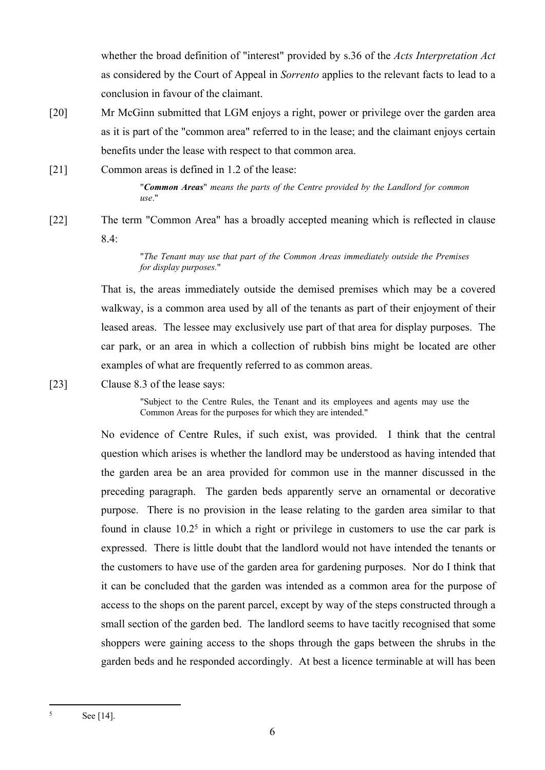whether the broad definition of "interest" provided by s.36 of the *Acts Interpretation Act* as considered by the Court of Appeal in *Sorrento* applies to the relevant facts to lead to a conclusion in favour of the claimant.

[20] Mr McGinn submitted that LGM enjoys a right, power or privilege over the garden area as it is part of the "common area" referred to in the lease; and the claimant enjoys certain benefits under the lease with respect to that common area.

[21] Common areas is defined in 1.2 of the lease:

> "***Common Areas*** *means the parts of the Centre provided by the Landlord for common use*."

[22] The term "Common Area" has a broadly accepted meaning which is reflected in clause 8.4:

> "*The Tenant may use that part of the Common Areas immediately outside the Premises for display purposes.*"

That is, the areas immediately outside the demised premises which may be a covered walkway, is a common area used by all of the tenants as part of their enjoyment of their leased areas. The lessee may exclusively use part of that area for display purposes. The car park, or an area in which a collection of rubbish bins might be located are other examples of what are frequently referred to as common areas.

[23] Clause 8.3 of the lease says:

> "Subject to the Centre Rules, the Tenant and its employees and agents may use the Common Areas for the purposes for which they are intended."

No evidence of Centre Rules, if such exist, was provided. I think that the central question which arises is whether the landlord may be understood as having intended that the garden area be an area provided for common use in the manner discussed in the preceding paragraph. The garden beds apparently serve an ornamental or decorative purpose. There is no provision in the lease relating to the garden area similar to that found in clause 10.2[5] in which a right or privilege in customers to use the car park is expressed. There is little doubt that the landlord would not have intended the tenants or the customers to have use of the garden area for gardening purposes. Nor do I think that it can be concluded that the garden was intended as a common area for the purpose of access to the shops on the parent parcel, except by way of the steps constructed through a small section of the garden bed. The landlord seems to have tacitly recognised that some shoppers were gaining access to the shops through the gaps between the shrubs in the garden beds and he responded accordingly. At best a licence terminable at will has been

---

[5] See [14].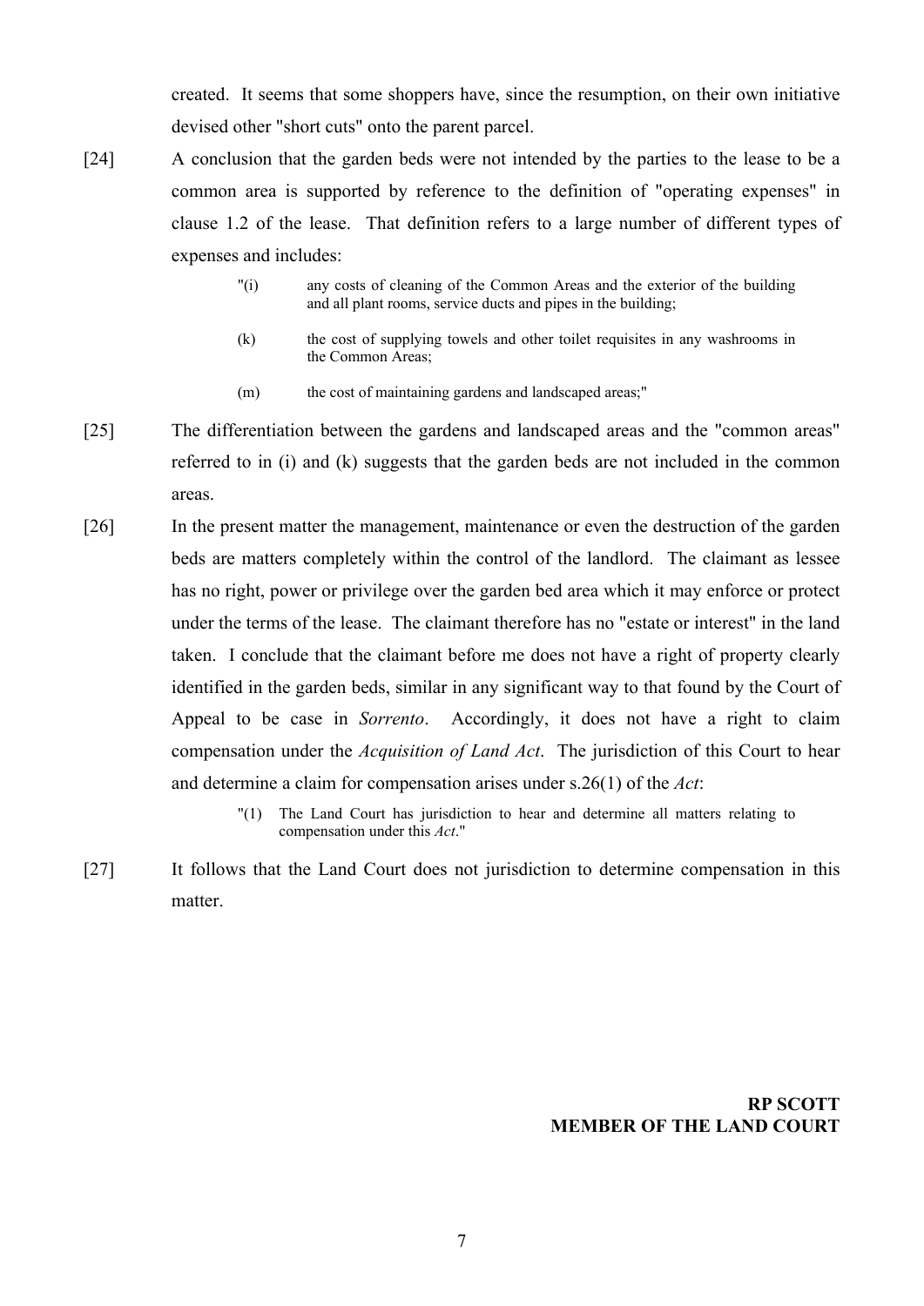created. It seems that some shoppers have, since the resumption, on their own initiative devised other "short cuts" onto the parent parcel.

[24] A conclusion that the garden beds were not intended by the parties to the lease to be a common area is supported by reference to the definition of "operating expenses" in clause 1.2 of the lease. That definition refers to a large number of different types of expenses and includes:

> "(i) any costs of cleaning of the Common Areas and the exterior of the building and all plant rooms, service ducts and pipes in the building;
>
> (k) the cost of supplying towels and other toilet requisites in any washrooms in the Common Areas;
>
> (m) the cost of maintaining gardens and landscaped areas;"

[25] The differentiation between the gardens and landscaped areas and the "common areas" referred to in (i) and (k) suggests that the garden beds are not included in the common areas.

[26] In the present matter the management, maintenance or even the destruction of the garden beds are matters completely within the control of the landlord. The claimant as lessee has no right, power or privilege over the garden bed area which it may enforce or protect under the terms of the lease. The claimant therefore has no "estate or interest" in the land taken. I conclude that the claimant before me does not have a right of property clearly identified in the garden beds, similar in any significant way to that found by the Court of Appeal to be case in *Sorrento*. Accordingly, it does not have a right to claim compensation under the *Acquisition of Land Act*. The jurisdiction of this Court to hear and determine a claim for compensation arises under s.26(1) of the *Act*:

> "(1) The Land Court has jurisdiction to hear and determine all matters relating to compensation under this *Act*."

[27] It follows that the Land Court does not jurisdiction to determine compensation in this matter.

**RP SCOTT**
**MEMBER OF THE LAND COURT**